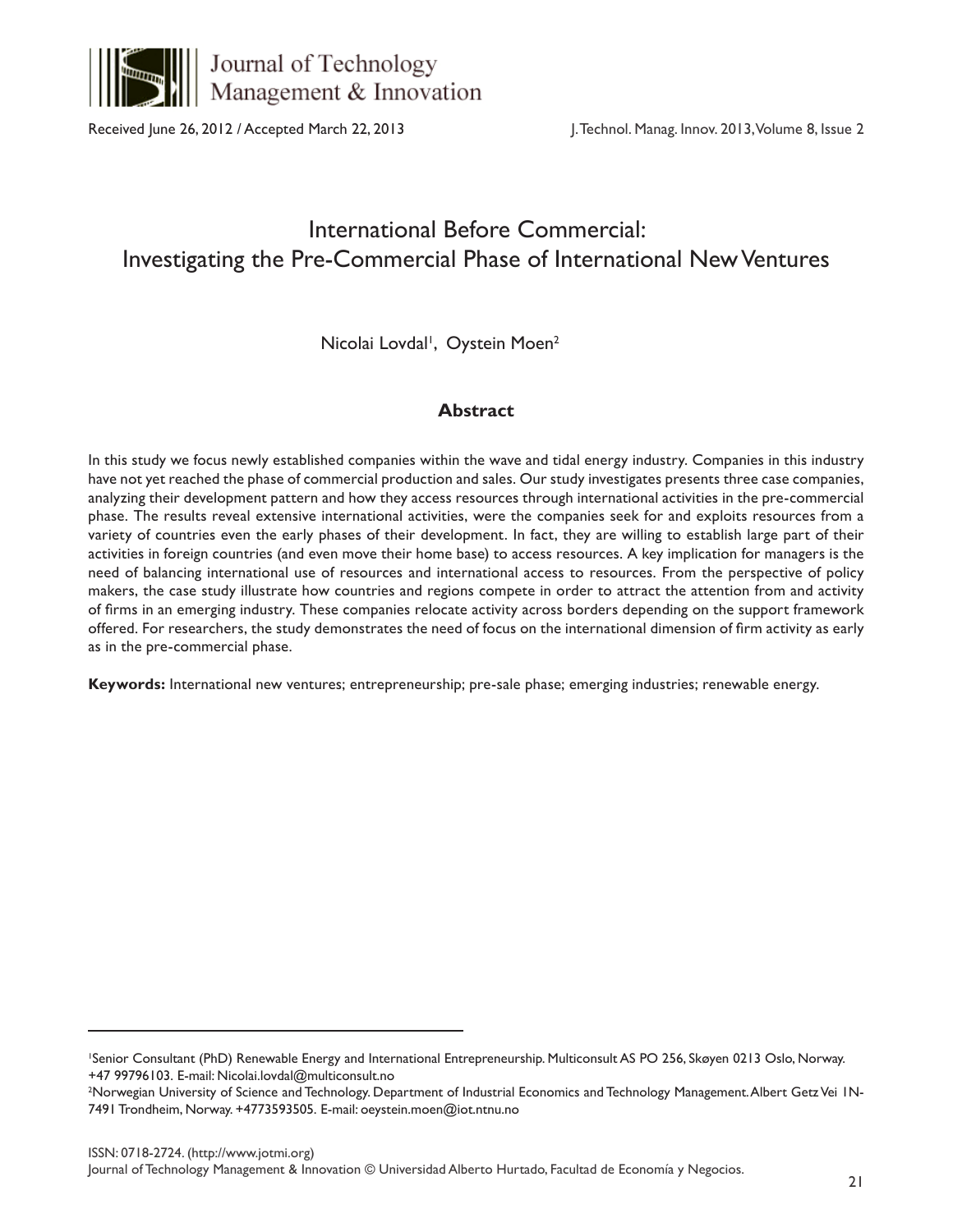Received June 26, 2012 / Accepted March 22, 2013

# International Before Commercial: Investigating the Pre-Commercial Phase of International New Ventures

Nicolai Lovdal[1], Oystein Moen[2]

## Abstract

In this study we focus newly established companies within the wave and tidal energy industry. Companies in this industry have not yet reached the phase of commercial production and sales. Our study investigates presents three case companies, analyzing their development pattern and how they access resources through international activities in the pre-commercial phase. The results reveal extensive international activities, were the companies seek for and exploits resources from a variety of countries even the early phases of their development. In fact, they are willing to establish large part of their activities in foreign countries (and even move their home base) to access resources. A key implication for managers is the need of balancing international use of resources and international access to resources. From the perspective of policy makers, the case study illustrate how countries and regions compete in order to attract the attention from and activity of firms in an emerging industry. These companies relocate activity across borders depending on the support framework offered. For researchers, the study demonstrates the need of focus on the international dimension of firm activity as early as in the pre-commercial phase.

**Keywords:** International new ventures; entrepreneurship; pre-sale phase; emerging industries; renewable energy.

---

[1]Senior Consultant (PhD) Renewable Energy and International Entrepreneurship. Multiconsult AS PO 256, Skøyen 0213 Oslo, Norway. +47 99796103. E-mail: Nicolai.lovdal@multiconsult.no

[2]Norwegian University of Science and Technology. Department of Industrial Economics and Technology Management. Albert Getz Vei 1N-7491 Trondheim, Norway. +4773593505. E-mail: oeystein.moen@iot.ntnu.no

ISSN: 0718-2724. (http://www.jotmi.org)
Journal of Technology Management & Innovation © Universidad Alberto Hurtado, Facultad de Economía y Negocios.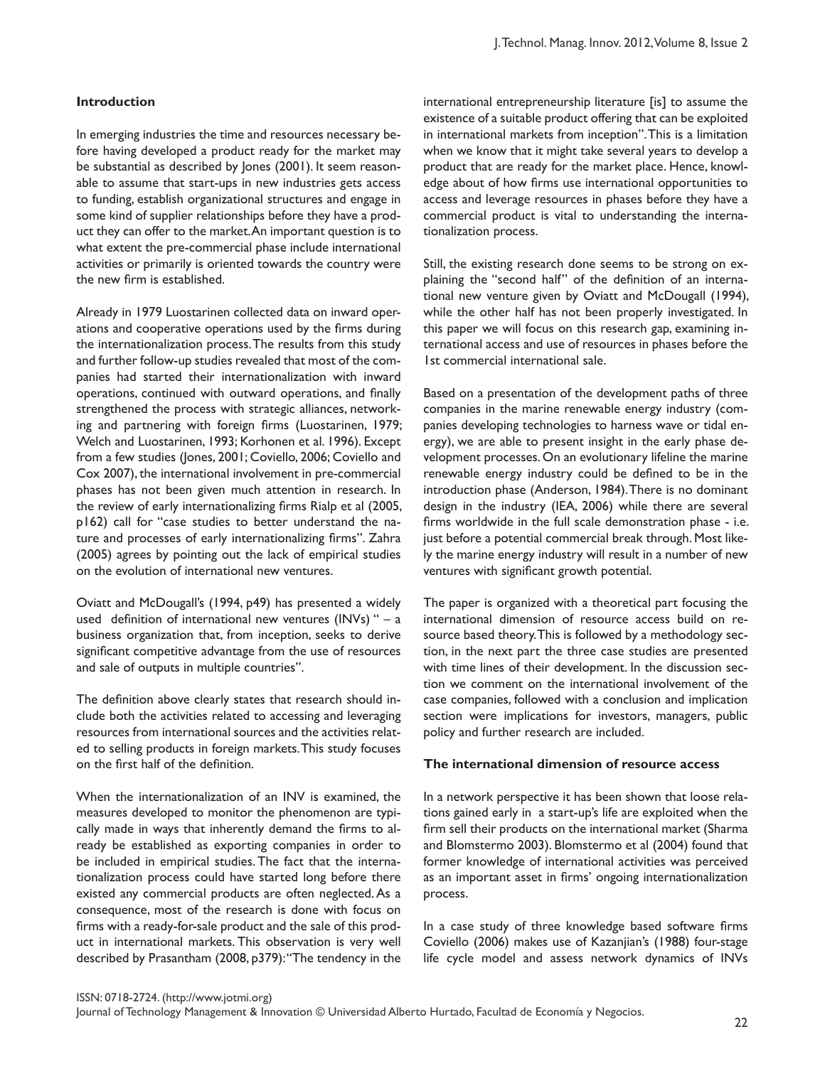## Introduction

In emerging industries the time and resources necessary before having developed a product ready for the market may be substantial as described by Jones (2001). It seem reasonable to assume that start-ups in new industries gets access to funding, establish organizational structures and engage in some kind of supplier relationships before they have a product they can offer to the market. An important question is to what extent the pre-commercial phase include international activities or primarily is oriented towards the country were the new firm is established.

Already in 1979 Luostarinen collected data on inward operations and cooperative operations used by the firms during the internationalization process. The results from this study and further follow-up studies revealed that most of the companies had started their internationalization with inward operations, continued with outward operations, and finally strengthened the process with strategic alliances, networking and partnering with foreign firms (Luostarinen, 1979; Welch and Luostarinen, 1993; Korhonen et al. 1996). Except from a few studies (Jones, 2001; Coviello, 2006; Coviello and Cox 2007), the international involvement in pre-commercial phases has not been given much attention in research. In the review of early internationalizing firms Rialp et al (2005, p162) call for "case studies to better understand the nature and processes of early internationalizing firms". Zahra (2005) agrees by pointing out the lack of empirical studies on the evolution of international new ventures.

Oviatt and McDougall's (1994, p49) has presented a widely used definition of international new ventures (INVs) " – a business organization that, from inception, seeks to derive significant competitive advantage from the use of resources and sale of outputs in multiple countries".

The definition above clearly states that research should include both the activities related to accessing and leveraging resources from international sources and the activities related to selling products in foreign markets. This study focuses on the first half of the definition.

When the internationalization of an INV is examined, the measures developed to monitor the phenomenon are typically made in ways that inherently demand the firms to already be established as exporting companies in order to be included in empirical studies. The fact that the internationalization process could have started long before there existed any commercial products are often neglected. As a consequence, most of the research is done with focus on firms with a ready-for-sale product and the sale of this product in international markets. This observation is very well described by Prasantham (2008, p379): "The tendency in the international entrepreneurship literature [is] to assume the existence of a suitable product offering that can be exploited in international markets from inception". This is a limitation when we know that it might take several years to develop a product that are ready for the market place. Hence, knowledge about of how firms use international opportunities to access and leverage resources in phases before they have a commercial product is vital to understanding the internationalization process.

Still, the existing research done seems to be strong on explaining the "second half" of the definition of an international new venture given by Oviatt and McDougall (1994), while the other half has not been properly investigated. In this paper we will focus on this research gap, examining international access and use of resources in phases before the 1st commercial international sale.

Based on a presentation of the development paths of three companies in the marine renewable energy industry (companies developing technologies to harness wave or tidal energy), we are able to present insight in the early phase development processes. On an evolutionary lifeline the marine renewable energy industry could be defined to be in the introduction phase (Anderson, 1984). There is no dominant design in the industry (IEA, 2006) while there are several firms worldwide in the full scale demonstration phase - i.e. just before a potential commercial break through. Most likely the marine energy industry will result in a number of new ventures with significant growth potential.

The paper is organized with a theoretical part focusing the international dimension of resource access build on resource based theory. This is followed by a methodology section, in the next part the three case studies are presented with time lines of their development. In the discussion section we comment on the international involvement of the case companies, followed with a conclusion and implication section were implications for investors, managers, public policy and further research are included.

## The international dimension of resource access

In a network perspective it has been shown that loose relations gained early in a start-up's life are exploited when the firm sell their products on the international market (Sharma and Blomstermo 2003). Blomstermo et al (2004) found that former knowledge of international activities was perceived as an important asset in firms' ongoing internationalization process.

In a case study of three knowledge based software firms Coviello (2006) makes use of Kazanjian's (1988) four-stage life cycle model and assess network dynamics of INVs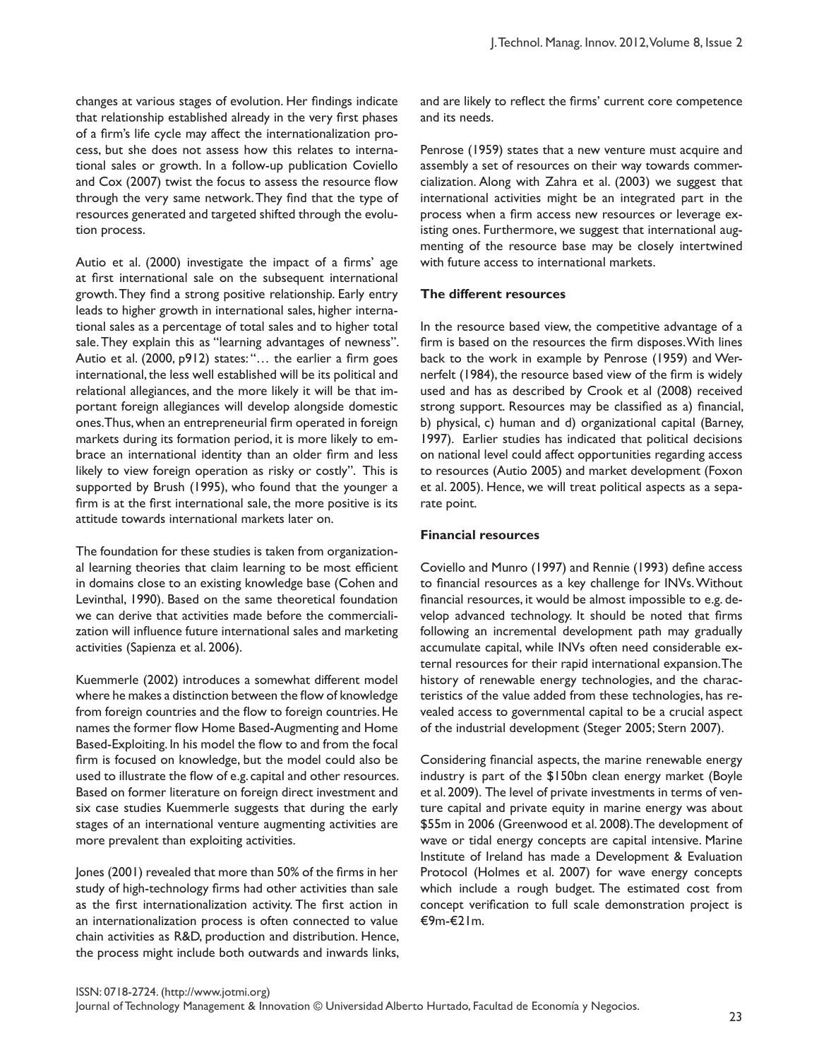changes at various stages of evolution. Her findings indicate that relationship established already in the very first phases of a firm's life cycle may affect the internationalization process, but she does not assess how this relates to international sales or growth. In a follow-up publication Coviello and Cox (2007) twist the focus to assess the resource flow through the very same network. They find that the type of resources generated and targeted shifted through the evolution process.

Autio et al. (2000) investigate the impact of a firms' age at first international sale on the subsequent international growth. They find a strong positive relationship. Early entry leads to higher growth in international sales, higher international sales as a percentage of total sales and to higher total sale. They explain this as "learning advantages of newness". Autio et al. (2000, p912) states: "… the earlier a firm goes international, the less well established will be its political and relational allegiances, and the more likely it will be that important foreign allegiances will develop alongside domestic ones. Thus, when an entrepreneurial firm operated in foreign markets during its formation period, it is more likely to embrace an international identity than an older firm and less likely to view foreign operation as risky or costly". This is supported by Brush (1995), who found that the younger a firm is at the first international sale, the more positive is its attitude towards international markets later on.

The foundation for these studies is taken from organizational learning theories that claim learning to be most efficient in domains close to an existing knowledge base (Cohen and Levinthal, 1990). Based on the same theoretical foundation we can derive that activities made before the commercialization will influence future international sales and marketing activities (Sapienza et al. 2006).

Kuemmerle (2002) introduces a somewhat different model where he makes a distinction between the flow of knowledge from foreign countries and the flow to foreign countries. He names the former flow Home Based-Augmenting and Home Based-Exploiting. In his model the flow to and from the focal firm is focused on knowledge, but the model could also be used to illustrate the flow of e.g. capital and other resources. Based on former literature on foreign direct investment and six case studies Kuemmerle suggests that during the early stages of an international venture augmenting activities are more prevalent than exploiting activities.

Jones (2001) revealed that more than 50% of the firms in her study of high-technology firms had other activities than sale as the first internationalization activity. The first action in an internationalization process is often connected to value chain activities as R&D, production and distribution. Hence, the process might include both outwards and inwards links, and are likely to reflect the firms' current core competence and its needs.

Penrose (1959) states that a new venture must acquire and assembly a set of resources on their way towards commercialization. Along with Zahra et al. (2003) we suggest that international activities might be an integrated part in the process when a firm access new resources or leverage existing ones. Furthermore, we suggest that international augmenting of the resource base may be closely intertwined with future access to international markets.

**The different resources**

In the resource based view, the competitive advantage of a firm is based on the resources the firm disposes. With lines back to the work in example by Penrose (1959) and Wernerfelt (1984), the resource based view of the firm is widely used and has as described by Crook et al (2008) received strong support. Resources may be classified as a) financial, b) physical, c) human and d) organizational capital (Barney, 1997). Earlier studies has indicated that political decisions on national level could affect opportunities regarding access to resources (Autio 2005) and market development (Foxon et al. 2005). Hence, we will treat political aspects as a separate point.

**Financial resources**

Coviello and Munro (1997) and Rennie (1993) define access to financial resources as a key challenge for INVs. Without financial resources, it would be almost impossible to e.g. develop advanced technology. It should be noted that firms following an incremental development path may gradually accumulate capital, while INVs often need considerable external resources for their rapid international expansion. The history of renewable energy technologies, and the characteristics of the value added from these technologies, has revealed access to governmental capital to be a crucial aspect of the industrial development (Steger 2005; Stern 2007).

Considering financial aspects, the marine renewable energy industry is part of the $150bn clean energy market (Boyle et al. 2009). The level of private investments in terms of venture capital and private equity in marine energy was about $55m in 2006 (Greenwood et al. 2008). The development of wave or tidal energy concepts are capital intensive. Marine Institute of Ireland has made a Development & Evaluation Protocol (Holmes et al. 2007) for wave energy concepts which include a rough budget. The estimated cost from concept verification to full scale demonstration project is €9m-€21m.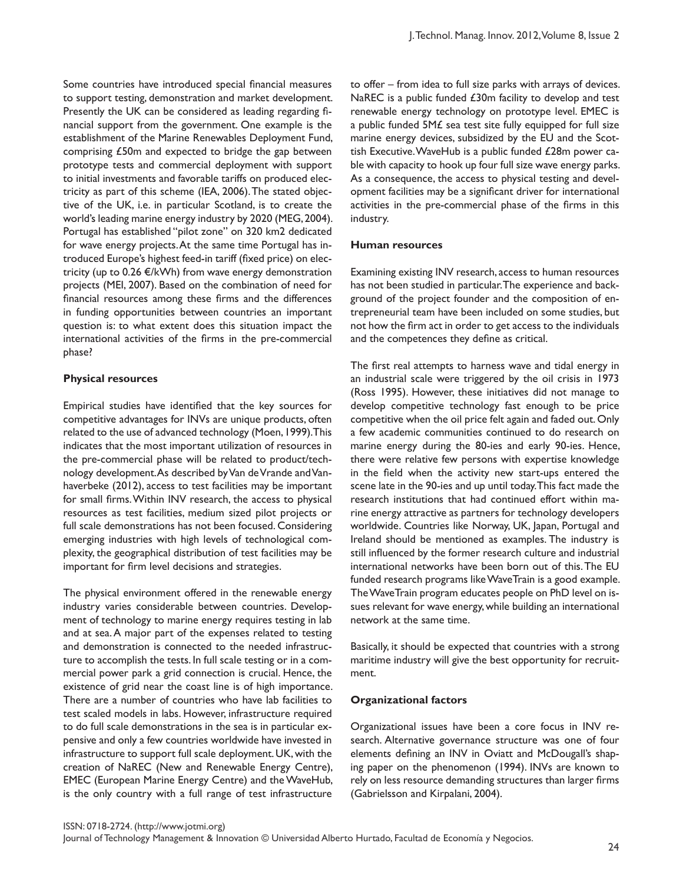Some countries have introduced special financial measures to support testing, demonstration and market development. Presently the UK can be considered as leading regarding financial support from the government. One example is the establishment of the Marine Renewables Deployment Fund, comprising £50m and expected to bridge the gap between prototype tests and commercial deployment with support to initial investments and favorable tariffs on produced electricity as part of this scheme (IEA, 2006). The stated objective of the UK, i.e. in particular Scotland, is to create the world's leading marine energy industry by 2020 (MEG, 2004). Portugal has established "pilot zone" on 320 km2 dedicated for wave energy projects. At the same time Portugal has introduced Europe's highest feed-in tariff (fixed price) on electricity (up to 0.26 €/kWh) from wave energy demonstration projects (MEI, 2007). Based on the combination of need for financial resources among these firms and the differences in funding opportunities between countries an important question is: to what extent does this situation impact the international activities of the firms in the pre-commercial phase?

**Physical resources**

Empirical studies have identified that the key sources for competitive advantages for INVs are unique products, often related to the use of advanced technology (Moen, 1999). This indicates that the most important utilization of resources in the pre-commercial phase will be related to product/technology development. As described by Van de Vrande and Vanhaverbeke (2012), access to test facilities may be important for small firms. Within INV research, the access to physical resources as test facilities, medium sized pilot projects or full scale demonstrations has not been focused. Considering emerging industries with high levels of technological complexity, the geographical distribution of test facilities may be important for firm level decisions and strategies.

The physical environment offered in the renewable energy industry varies considerable between countries. Development of technology to marine energy requires testing in lab and at sea. A major part of the expenses related to testing and demonstration is connected to the needed infrastructure to accomplish the tests. In full scale testing or in a commercial power park a grid connection is crucial. Hence, the existence of grid near the coast line is of high importance. There are a number of countries who have lab facilities to test scaled models in labs. However, infrastructure required to do full scale demonstrations in the sea is in particular expensive and only a few countries worldwide have invested in infrastructure to support full scale deployment. UK, with the creation of NaREC (New and Renewable Energy Centre), EMEC (European Marine Energy Centre) and the WaveHub, is the only country with a full range of test infrastructure to offer – from idea to full size parks with arrays of devices. NaREC is a public funded £30m facility to develop and test renewable energy technology on prototype level. EMEC is a public funded 5M£ sea test site fully equipped for full size marine energy devices, subsidized by the EU and the Scottish Executive. WaveHub is a public funded £28m power cable with capacity to hook up four full size wave energy parks. As a consequence, the access to physical testing and development facilities may be a significant driver for international activities in the pre-commercial phase of the firms in this industry.

**Human resources**

Examining existing INV research, access to human resources has not been studied in particular. The experience and background of the project founder and the composition of entrepreneurial team have been included on some studies, but not how the firm act in order to get access to the individuals and the competences they define as critical.

The first real attempts to harness wave and tidal energy in an industrial scale were triggered by the oil crisis in 1973 (Ross 1995). However, these initiatives did not manage to develop competitive technology fast enough to be price competitive when the oil price felt again and faded out. Only a few academic communities continued to do research on marine energy during the 80-ies and early 90-ies. Hence, there were relative few persons with expertise knowledge in the field when the activity new start-ups entered the scene late in the 90-ies and up until today. This fact made the research institutions that had continued effort within marine energy attractive as partners for technology developers worldwide. Countries like Norway, UK, Japan, Portugal and Ireland should be mentioned as examples. The industry is still influenced by the former research culture and industrial international networks have been born out of this. The EU funded research programs like WaveTrain is a good example. The WaveTrain program educates people on PhD level on issues relevant for wave energy, while building an international network at the same time.

Basically, it should be expected that countries with a strong maritime industry will give the best opportunity for recruitment.

**Organizational factors**

Organizational issues have been a core focus in INV research. Alternative governance structure was one of four elements defining an INV in Oviatt and McDougall's shaping paper on the phenomenon (1994). INVs are known to rely on less resource demanding structures than larger firms (Gabrielsson and Kirpalani, 2004).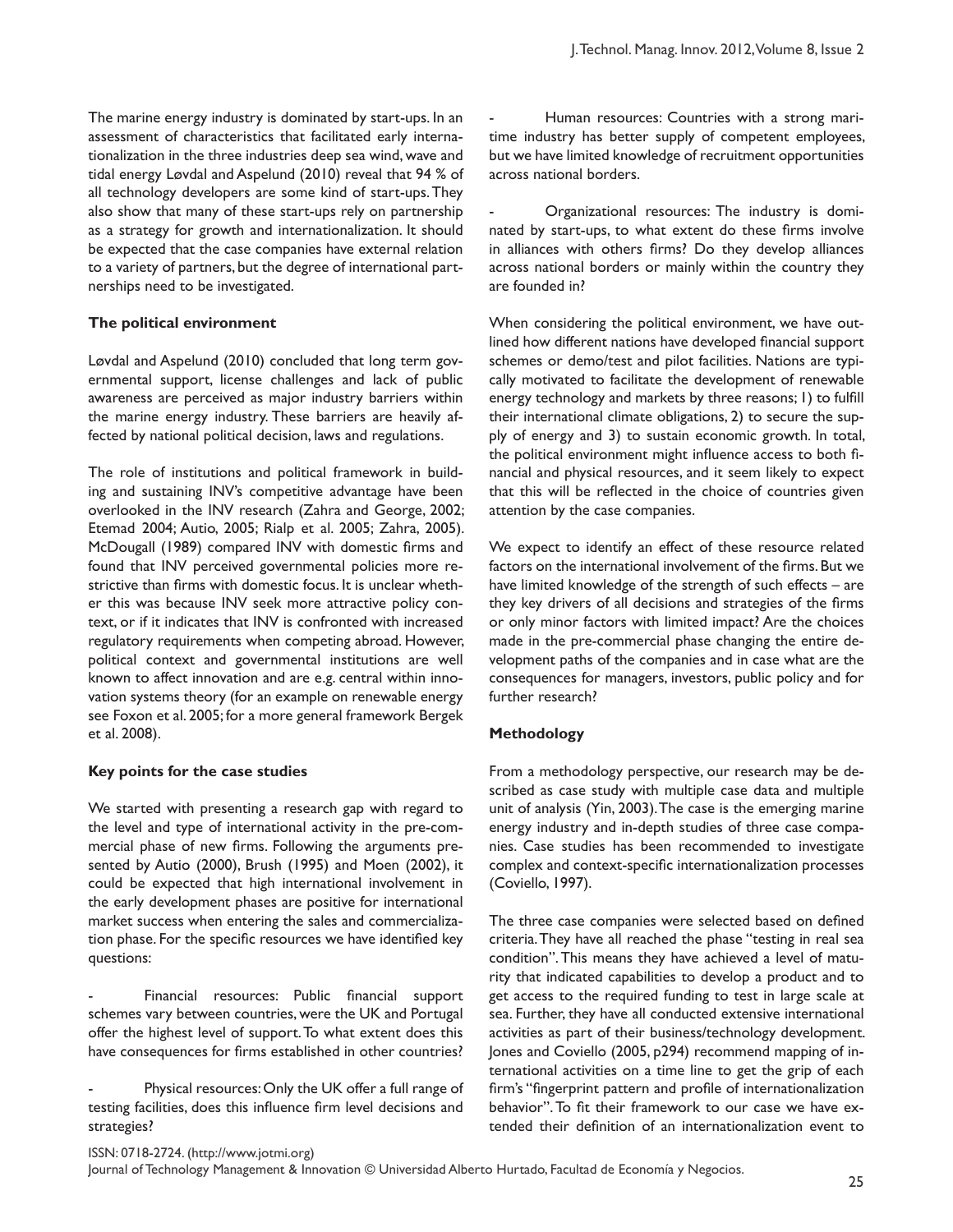The marine energy industry is dominated by start-ups. In an assessment of characteristics that facilitated early internationalization in the three industries deep sea wind, wave and tidal energy Løvdal and Aspelund (2010) reveal that 94 % of all technology developers are some kind of start-ups. They also show that many of these start-ups rely on partnership as a strategy for growth and internationalization. It should be expected that the case companies have external relation to a variety of partners, but the degree of international partnerships need to be investigated.

**The political environment**

Løvdal and Aspelund (2010) concluded that long term governmental support, license challenges and lack of public awareness are perceived as major industry barriers within the marine energy industry. These barriers are heavily affected by national political decision, laws and regulations.

The role of institutions and political framework in building and sustaining INV's competitive advantage have been overlooked in the INV research (Zahra and George, 2002; Etemad 2004; Autio, 2005; Rialp et al. 2005; Zahra, 2005). McDougall (1989) compared INV with domestic firms and found that INV perceived governmental policies more restrictive than firms with domestic focus. It is unclear whether this was because INV seek more attractive policy context, or if it indicates that INV is confronted with increased regulatory requirements when competing abroad. However, political context and governmental institutions are well known to affect innovation and are e.g. central within innovation systems theory (for an example on renewable energy see Foxon et al. 2005; for a more general framework Bergek et al. 2008).

**Key points for the case studies**

We started with presenting a research gap with regard to the level and type of international activity in the pre-commercial phase of new firms. Following the arguments presented by Autio (2000), Brush (1995) and Moen (2002), it could be expected that high international involvement in the early development phases are positive for international market success when entering the sales and commercialization phase. For the specific resources we have identified key questions:

- Financial resources: Public financial support schemes vary between countries, were the UK and Portugal offer the highest level of support. To what extent does this have consequences for firms established in other countries?

- Physical resources: Only the UK offer a full range of testing facilities, does this influence firm level decisions and strategies?

- Human resources: Countries with a strong maritime industry has better supply of competent employees, but we have limited knowledge of recruitment opportunities across national borders.

- Organizational resources: The industry is dominated by start-ups, to what extent do these firms involve in alliances with others firms? Do they develop alliances across national borders or mainly within the country they are founded in?

When considering the political environment, we have outlined how different nations have developed financial support schemes or demo/test and pilot facilities. Nations are typically motivated to facilitate the development of renewable energy technology and markets by three reasons; 1) to fulfill their international climate obligations, 2) to secure the supply of energy and 3) to sustain economic growth. In total, the political environment might influence access to both financial and physical resources, and it seem likely to expect that this will be reflected in the choice of countries given attention by the case companies.

We expect to identify an effect of these resource related factors on the international involvement of the firms. But we have limited knowledge of the strength of such effects – are they key drivers of all decisions and strategies of the firms or only minor factors with limited impact? Are the choices made in the pre-commercial phase changing the entire development paths of the companies and in case what are the consequences for managers, investors, public policy and for further research?

**Methodology**

From a methodology perspective, our research may be described as case study with multiple case data and multiple unit of analysis (Yin, 2003). The case is the emerging marine energy industry and in-depth studies of three case companies. Case studies has been recommended to investigate complex and context-specific internationalization processes (Coviello, 1997).

The three case companies were selected based on defined criteria. They have all reached the phase "testing in real sea condition". This means they have achieved a level of maturity that indicated capabilities to develop a product and to get access to the required funding to test in large scale at sea. Further, they have all conducted extensive international activities as part of their business/technology development. Jones and Coviello (2005, p294) recommend mapping of international activities on a time line to get the grip of each firm's "fingerprint pattern and profile of internationalization behavior". To fit their framework to our case we have extended their definition of an internationalization event to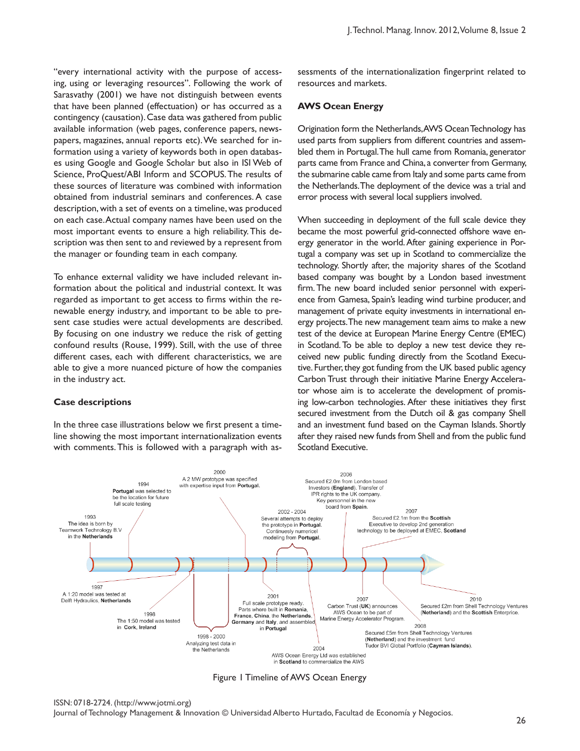"every international activity with the purpose of accessing, using or leveraging resources". Following the work of Sarasvathy (2001) we have not distinguish between events that have been planned (effectuation) or has occurred as a contingency (causation). Case data was gathered from public available information (web pages, conference papers, newspapers, magazines, annual reports etc). We searched for information using a variety of keywords both in open databases using Google and Google Scholar but also in ISI Web of Science, ProQuest/ABI Inform and SCOPUS. The results of these sources of literature was combined with information obtained from industrial seminars and conferences. A case description, with a set of events on a timeline, was produced on each case. Actual company names have been used on the most important events to ensure a high reliability. This description was then sent to and reviewed by a represent from the manager or founding team in each company.

To enhance external validity we have included relevant information about the political and industrial context. It was regarded as important to get access to firms within the renewable energy industry, and important to be able to present case studies were actual developments are described. By focusing on one industry we reduce the risk of getting confound results (Rouse, 1999). Still, with the use of three different cases, each with different characteristics, we are able to give a more nuanced picture of how the companies in the industry act.

### Case descriptions

In the three case illustrations below we first present a timeline showing the most important internationalization events with comments. This is followed with a paragraph with assessments of the internationalization fingerprint related to resources and markets.

### AWS Ocean Energy

Origination form the Netherlands, AWS Ocean Technology has used parts from suppliers from different countries and assembled them in Portugal. The hull came from Romania, generator parts came from France and China, a converter from Germany, the submarine cable came from Italy and some parts came from the Netherlands. The deployment of the device was a trial and error process with several local suppliers involved.

When succeeding in deployment of the full scale device they became the most powerful grid-connected offshore wave energy generator in the world. After gaining experience in Portugal a company was set up in Scotland to commercialize the technology. Shortly after, the majority shares of the Scotland based company was bought by a London based investment firm. The new board included senior personnel with experience from Gamesa, Spain's leading wind turbine producer, and management of private equity investments in international energy projects. The new management team aims to make a new test of the device at European Marine Energy Centre (EMEC) in Scotland. To be able to deploy a new test device they received new public funding directly from the Scotland Executive. Further, they got funding from the UK based public agency Carbon Trust through their initiative Marine Energy Accelerator whose aim is to accelerate the development of promising low-carbon technologies. After these initiatives they first secured investment from the Dutch oil & gas company Shell and an investment fund based on the Cayman Islands. Shortly after they raised new funds from Shell and from the public fund Scotland Executive.

- 1993: The idea is born by Teamwork Technology B.V in the **Netherlands**
- 1994: **Portugal** was selected to be the location for future full scale testing
- 1997: A 1:20 model was tested at Delft Hydraulics, **Netherlands**
- 1998: The 1:50 model was tested in Cork, **Ireland**
- 1998 - 2000: Analyzing test data in the Netherlands
- 2000: A 2 MW prototype was specified with expertise input from **Portugal**.
- 2001: Full scale prototype ready. Parts where built in **Romania**, **France**, **China**, the **Netherlands**, **Germany** and **Italy**, and assembled in **Portugal**
- 2002 - 2004: Several attempts to deploy the prototype in **Portugal**. Continuesly numericel modeling from **Portugal**.
- 2004: AWS Ocean Energy Ltd was established in **Scotland** to commercialize the AWS
- 2006: Secured £2.0m from London based Investors (**England**). Transfer of IPR rights to the UK company. Key personnel in the new board from **Spain**.
- 2007: Carbon Trust (**UK**) announces AWS Ocean to be part of Marine Energy Accelerator Program.
- 2007: Secured £2.1m from the **Scottish** Executive to develop 2nd generation technology to be deployed at EMEC, **Scotland**
- 2008: Secured £5m from Shell Technology Ventures (**Netherland**) and the investment fund Tudor BVI Global Portfolio (**Cayman Islands**).
- 2010: Secured £2m from Shell Technology Ventures (**Netherland**) and the **Scottish** Enterprice.

Figure 1 Timeline of AWS Ocean Energy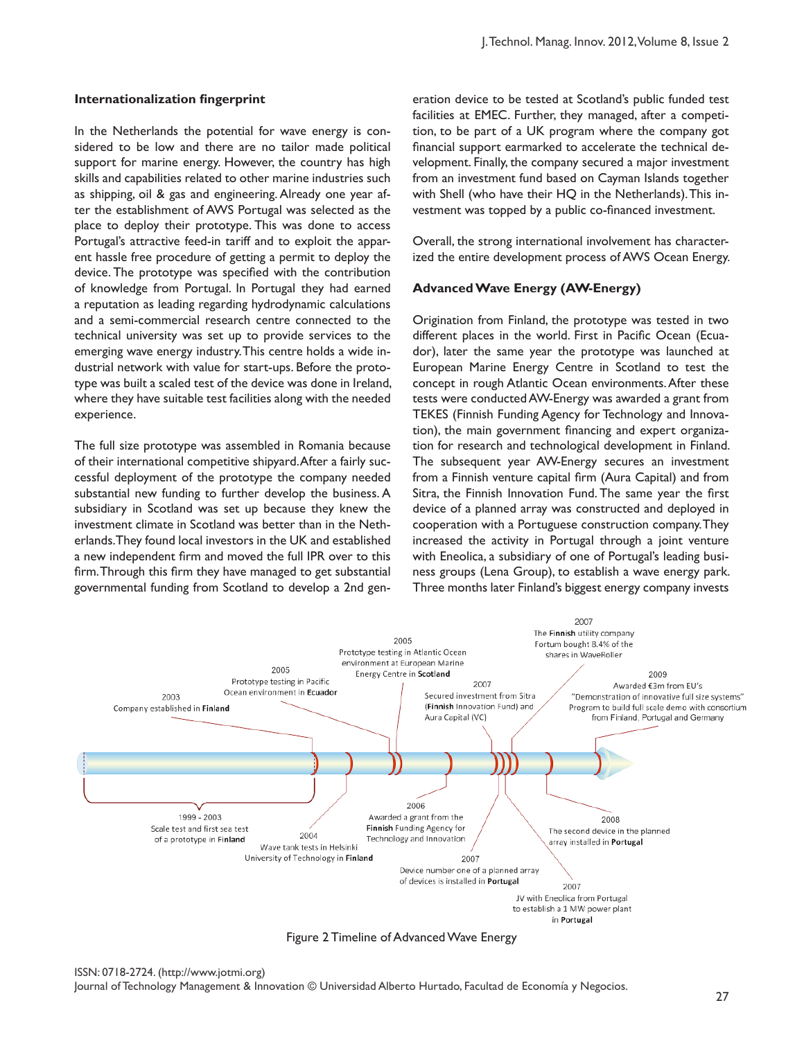### Internationalization fingerprint

In the Netherlands the potential for wave energy is considered to be low and there are no tailor made political support for marine energy. However, the country has high skills and capabilities related to other marine industries such as shipping, oil & gas and engineering. Already one year after the establishment of AWS Portugal was selected as the place to deploy their prototype. This was done to access Portugal's attractive feed-in tariff and to exploit the apparent hassle free procedure of getting a permit to deploy the device. The prototype was specified with the contribution of knowledge from Portugal. In Portugal they had earned a reputation as leading regarding hydrodynamic calculations and a semi-commercial research centre connected to the technical university was set up to provide services to the emerging wave energy industry. This centre holds a wide industrial network with value for start-ups. Before the prototype was built a scaled test of the device was done in Ireland, where they have suitable test facilities along with the needed experience.

The full size prototype was assembled in Romania because of their international competitive shipyard. After a fairly successful deployment of the prototype the company needed substantial new funding to further develop the business. A subsidiary in Scotland was set up because they knew the investment climate in Scotland was better than in the Netherlands. They found local investors in the UK and established a new independent firm and moved the full IPR over to this firm. Through this firm they have managed to get substantial governmental funding from Scotland to develop a 2nd generation device to be tested at Scotland's public funded test facilities at EMEC. Further, they managed, after a competition, to be part of a UK program where the company got financial support earmarked to accelerate the technical development. Finally, the company secured a major investment from an investment fund based on Cayman Islands together with Shell (who have their HQ in the Netherlands). This investment was topped by a public co-financed investment.

Overall, the strong international involvement has characterized the entire development process of AWS Ocean Energy.

### Advanced Wave Energy (AW-Energy)

Origination from Finland, the prototype was tested in two different places in the world. First in Pacific Ocean (Ecuador), later the same year the prototype was launched at European Marine Energy Centre in Scotland to test the concept in rough Atlantic Ocean environments. After these tests were conducted AW-Energy was awarded a grant from TEKES (Finnish Funding Agency for Technology and Innovation), the main government financing and expert organization for research and technological development in Finland. The subsequent year AW-Energy secures an investment from a Finnish venture capital firm (Aura Capital) and from Sitra, the Finnish Innovation Fund. The same year the first device of a planned array was constructed and deployed in cooperation with a Portuguese construction company. They increased the activity in Portugal through a joint venture with Eneolica, a subsidiary of one of Portugal's leading business groups (Lena Group), to establish a wave energy park. Three months later Finland's biggest energy company invests

1999 - 2003 Scale test and first sea test of a prototype in **Finland**

2003 Company established in **Finland**

2004 Wave tank tests in Helsinki University of Technology in **Finland**

2005 Prototype testing in Pacific Ocean environment in **Ecuador**

2005 Prototype testing in Atlantic Ocean environment at European Marine Energy Centre in **Scotland**

2006 Awarded a grant from the **Finnish** Funding Agency for Technology and Innovation

2007 Secured investment from Sitra (**Finnish** Innovation Fund) and Aura Capital (VC)

2007 Device number one of a planned array of devices is installed in **Portugal**

2007 JV with Eneolica from Portugal to establish a 1 MW power plant in **Portugal**

2007 The **Finnish** utility company Fortum bought 8.4% of the shares in WaveRoller

2008 The second device in the planned array installed in **Portugal**

2009 Awarded €3m from EU's "Demonstration of innovative full size systems" Program to build full scale demo with consortium from Finland, Portugal and Germany

Figure 2 Timeline of Advanced Wave Energy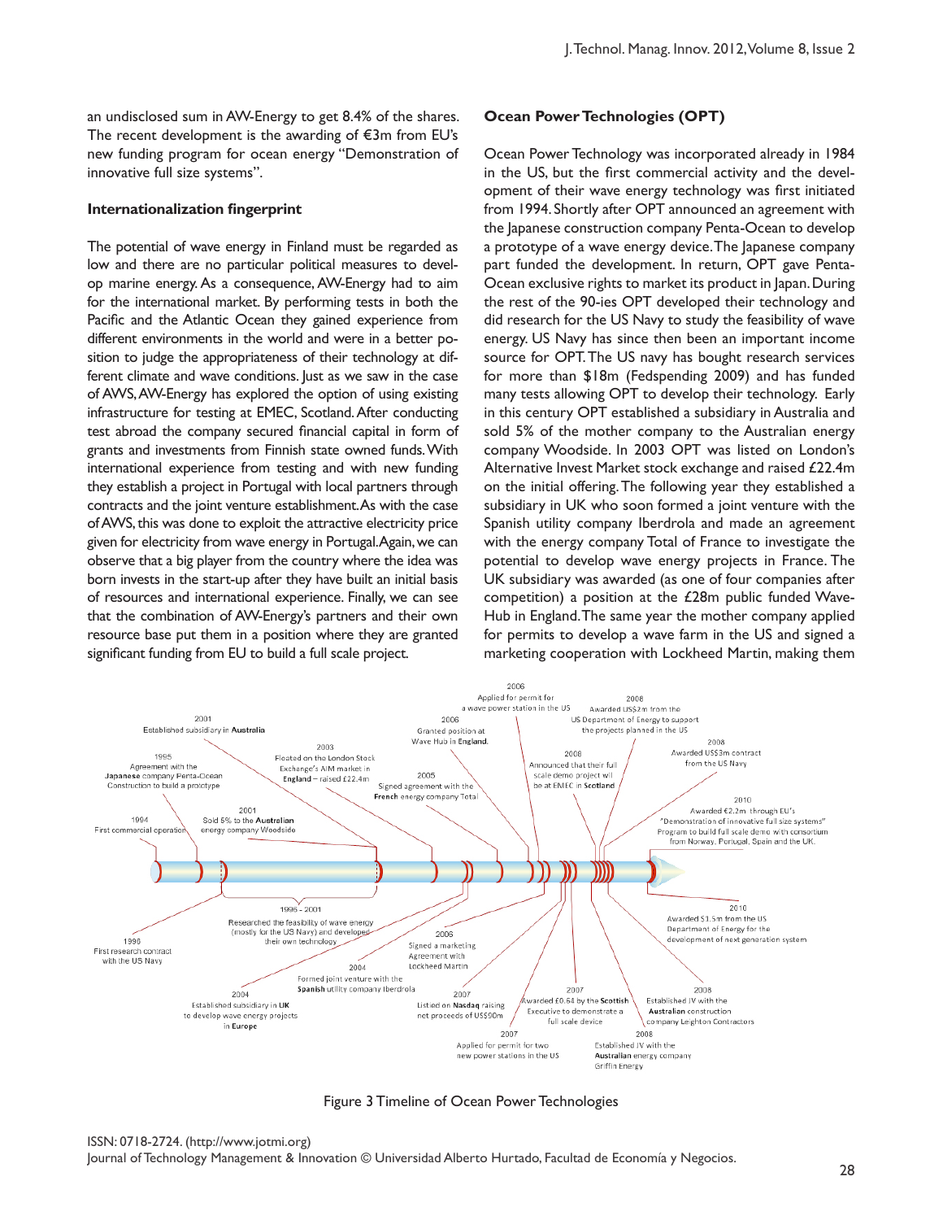an undisclosed sum in AW-Energy to get 8.4% of the shares. The recent development is the awarding of €3m from EU's new funding program for ocean energy "Demonstration of innovative full size systems".

### Internationalization fingerprint

The potential of wave energy in Finland must be regarded as low and there are no particular political measures to develop marine energy. As a consequence, AW-Energy had to aim for the international market. By performing tests in both the Pacific and the Atlantic Ocean they gained experience from different environments in the world and were in a better position to judge the appropriateness of their technology at different climate and wave conditions. Just as we saw in the case of AWS, AW-Energy has explored the option of using existing infrastructure for testing at EMEC, Scotland. After conducting test abroad the company secured financial capital in form of grants and investments from Finnish state owned funds. With international experience from testing and with new funding they establish a project in Portugal with local partners through contracts and the joint venture establishment. As with the case of AWS, this was done to exploit the attractive electricity price given for electricity from wave energy in Portugal. Again, we can observe that a big player from the country where the idea was born invests in the start-up after they have built an initial basis of resources and international experience. Finally, we can see that the combination of AW-Energy's partners and their own resource base put them in a position where they are granted significant funding from EU to build a full scale project.

### Ocean Power Technologies (OPT)

Ocean Power Technology was incorporated already in 1984 in the US, but the first commercial activity and the development of their wave energy technology was first initiated from 1994. Shortly after OPT announced an agreement with the Japanese construction company Penta-Ocean to develop a prototype of a wave energy device. The Japanese company part funded the development. In return, OPT gave Penta-Ocean exclusive rights to market its product in Japan. During the rest of the 90-ies OPT developed their technology and did research for the US Navy to study the feasibility of wave energy. US Navy has since then been an important income source for OPT. The US navy has bought research services for more than $18m (Fedspending 2009) and has funded many tests allowing OPT to develop their technology. Early in this century OPT established a subsidiary in Australia and sold 5% of the mother company to the Australian energy company Woodside. In 2003 OPT was listed on London's Alternative Invest Market stock exchange and raised £22.4m on the initial offering. The following year they established a subsidiary in UK who soon formed a joint venture with the Spanish utility company Iberdrola and made an agreement with the energy company Total of France to investigate the potential to develop wave energy projects in France. The UK subsidiary was awarded (as one of four companies after competition) a position at the £28m public funded Wave-Hub in England. The same year the mother company applied for permits to develop a wave farm in the US and signed a marketing cooperation with Lockheed Martin, making them

Figure 3 Timeline of Ocean Power Technologies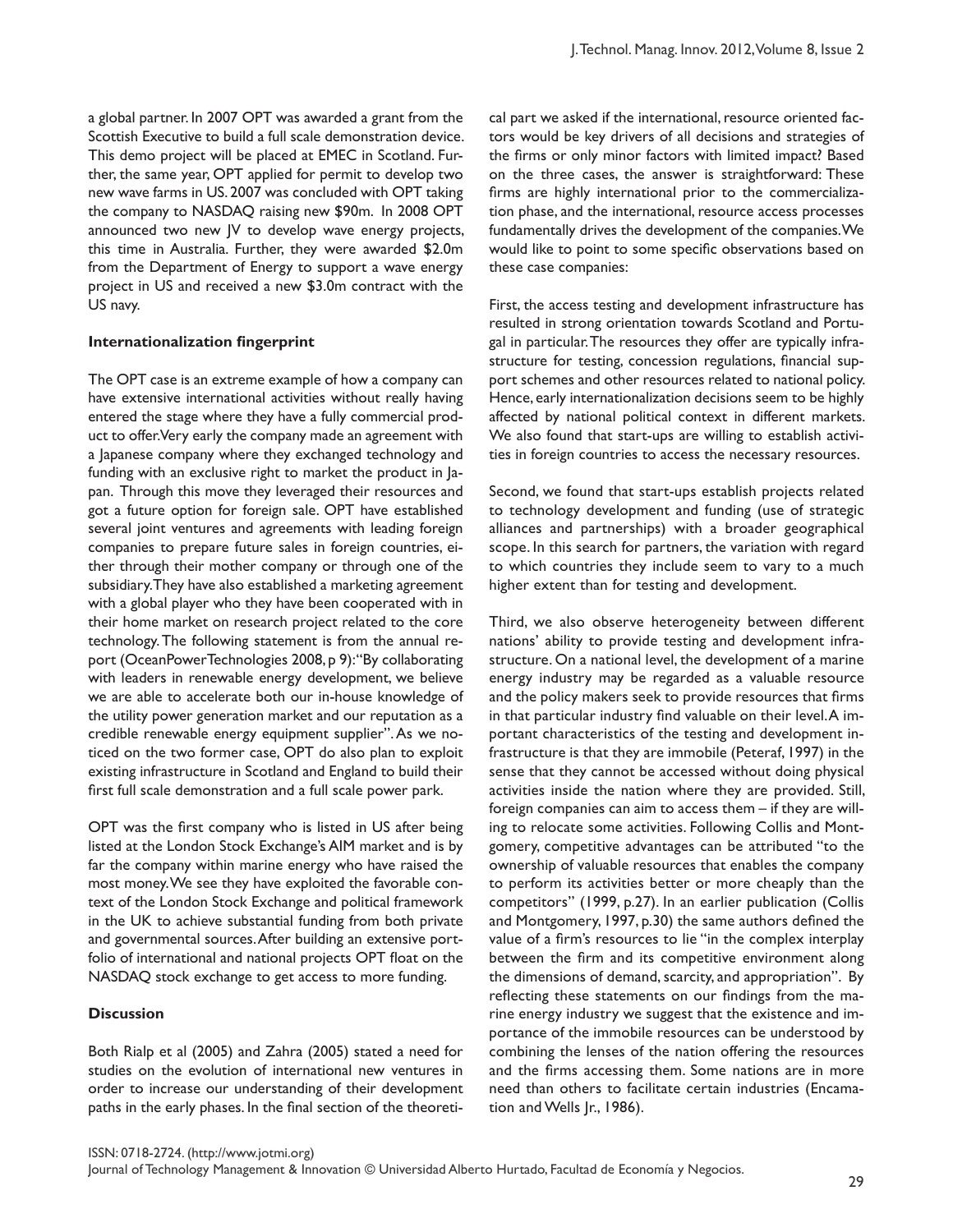a global partner. In 2007 OPT was awarded a grant from the Scottish Executive to build a full scale demonstration device. This demo project will be placed at EMEC in Scotland. Further, the same year, OPT applied for permit to develop two new wave farms in US. 2007 was concluded with OPT taking the company to NASDAQ raising new $90m. In 2008 OPT announced two new JV to develop wave energy projects, this time in Australia. Further, they were awarded $2.0m from the Department of Energy to support a wave energy project in US and received a new $3.0m contract with the US navy.

**Internationalization fingerprint**

The OPT case is an extreme example of how a company can have extensive international activities without really having entered the stage where they have a fully commercial product to offer. Very early the company made an agreement with a Japanese company where they exchanged technology and funding with an exclusive right to market the product in Japan. Through this move they leveraged their resources and got a future option for foreign sale. OPT have established several joint ventures and agreements with leading foreign companies to prepare future sales in foreign countries, either through their mother company or through one of the subsidiary. They have also established a marketing agreement with a global player who they have been cooperated with in their home market on research project related to the core technology. The following statement is from the annual report (OceanPowerTechnologies 2008, p 9): "By collaborating with leaders in renewable energy development, we believe we are able to accelerate both our in-house knowledge of the utility power generation market and our reputation as a credible renewable energy equipment supplier". As we noticed on the two former case, OPT do also plan to exploit existing infrastructure in Scotland and England to build their first full scale demonstration and a full scale power park.

OPT was the first company who is listed in US after being listed at the London Stock Exchange's AIM market and is by far the company within marine energy who have raised the most money. We see they have exploited the favorable context of the London Stock Exchange and political framework in the UK to achieve substantial funding from both private and governmental sources. After building an extensive portfolio of international and national projects OPT float on the NASDAQ stock exchange to get access to more funding.

**Discussion**

Both Rialp et al (2005) and Zahra (2005) stated a need for studies on the evolution of international new ventures in order to increase our understanding of their development paths in the early phases. In the final section of the theoretical part we asked if the international, resource oriented factors would be key drivers of all decisions and strategies of the firms or only minor factors with limited impact? Based on the three cases, the answer is straightforward: These firms are highly international prior to the commercialization phase, and the international, resource access processes fundamentally drives the development of the companies. We would like to point to some specific observations based on these case companies:

First, the access testing and development infrastructure has resulted in strong orientation towards Scotland and Portugal in particular. The resources they offer are typically infrastructure for testing, concession regulations, financial support schemes and other resources related to national policy. Hence, early internationalization decisions seem to be highly affected by national political context in different markets. We also found that start-ups are willing to establish activities in foreign countries to access the necessary resources.

Second, we found that start-ups establish projects related to technology development and funding (use of strategic alliances and partnerships) with a broader geographical scope. In this search for partners, the variation with regard to which countries they include seem to vary to a much higher extent than for testing and development.

Third, we also observe heterogeneity between different nations' ability to provide testing and development infrastructure. On a national level, the development of a marine energy industry may be regarded as a valuable resource and the policy makers seek to provide resources that firms in that particular industry find valuable on their level. A important characteristics of the testing and development infrastructure is that they are immobile (Peteraf, 1997) in the sense that they cannot be accessed without doing physical activities inside the nation where they are provided. Still, foreign companies can aim to access them – if they are willing to relocate some activities. Following Collis and Montgomery, competitive advantages can be attributed "to the ownership of valuable resources that enables the company to perform its activities better or more cheaply than the competitors" (1999, p.27). In an earlier publication (Collis and Montgomery, 1997, p.30) the same authors defined the value of a firm's resources to lie "in the complex interplay between the firm and its competitive environment along the dimensions of demand, scarcity, and appropriation". By reflecting these statements on our findings from the marine energy industry we suggest that the existence and importance of the immobile resources can be understood by combining the lenses of the nation offering the resources and the firms accessing them. Some nations are in more need than others to facilitate certain industries (Encamation and Wells Jr., 1986).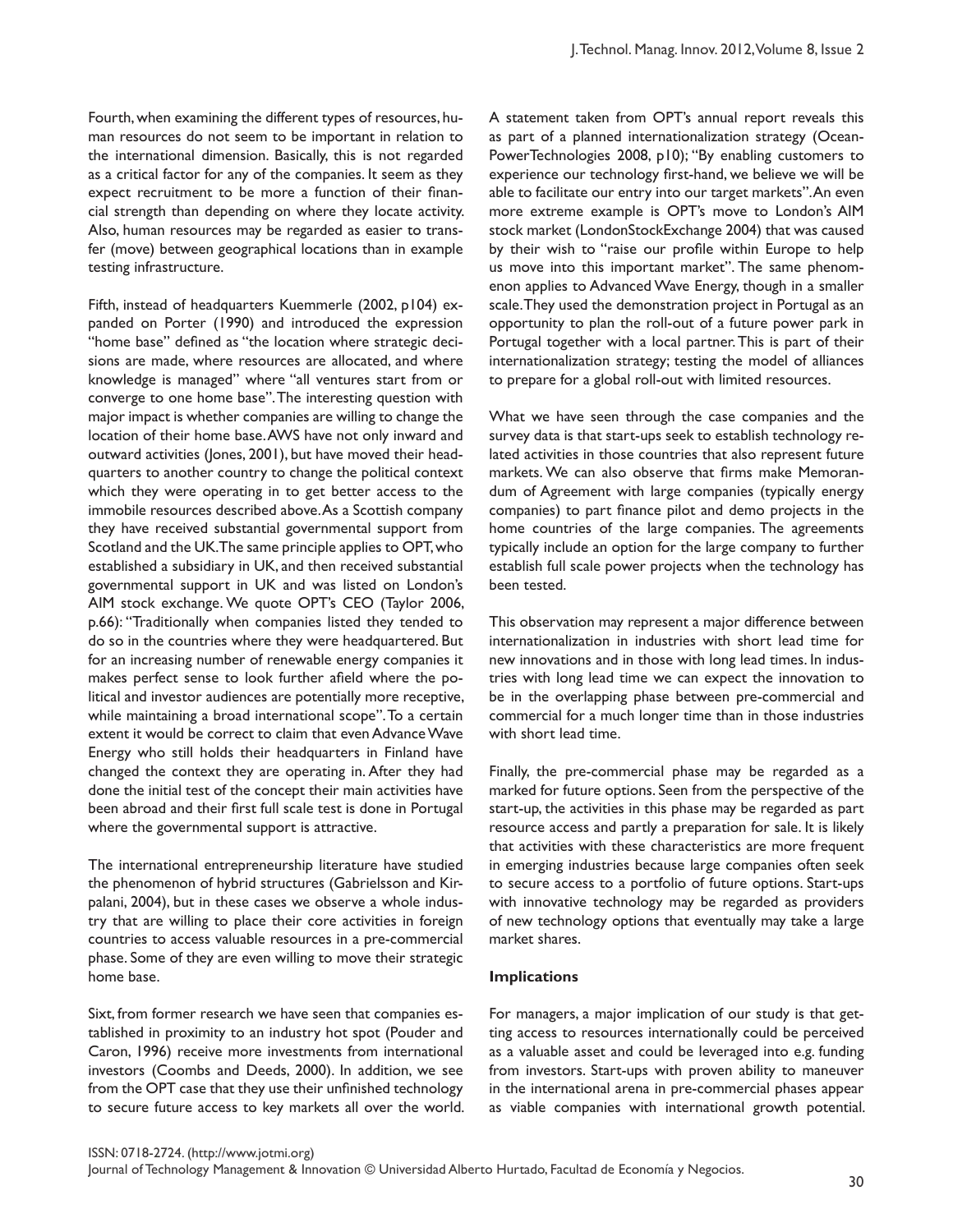Fourth, when examining the different types of resources, human resources do not seem to be important in relation to the international dimension. Basically, this is not regarded as a critical factor for any of the companies. It seem as they expect recruitment to be more a function of their financial strength than depending on where they locate activity. Also, human resources may be regarded as easier to transfer (move) between geographical locations than in example testing infrastructure.

Fifth, instead of headquarters Kuemmerle (2002, p104) expanded on Porter (1990) and introduced the expression "home base" defined as "the location where strategic decisions are made, where resources are allocated, and where knowledge is managed" where "all ventures start from or converge to one home base". The interesting question with major impact is whether companies are willing to change the location of their home base. AWS have not only inward and outward activities (Jones, 2001), but have moved their headquarters to another country to change the political context which they were operating in to get better access to the immobile resources described above. As a Scottish company they have received substantial governmental support from Scotland and the UK. The same principle applies to OPT, who established a subsidiary in UK, and then received substantial governmental support in UK and was listed on London's AIM stock exchange. We quote OPT's CEO (Taylor 2006, p.66): "Traditionally when companies listed they tended to do so in the countries where they were headquartered. But for an increasing number of renewable energy companies it makes perfect sense to look further afield where the political and investor audiences are potentially more receptive, while maintaining a broad international scope". To a certain extent it would be correct to claim that even Advance Wave Energy who still holds their headquarters in Finland have changed the context they are operating in. After they had done the initial test of the concept their main activities have been abroad and their first full scale test is done in Portugal where the governmental support is attractive.

The international entrepreneurship literature have studied the phenomenon of hybrid structures (Gabrielsson and Kirpalani, 2004), but in these cases we observe a whole industry that are willing to place their core activities in foreign countries to access valuable resources in a pre-commercial phase. Some of they are even willing to move their strategic home base.

Sixt, from former research we have seen that companies established in proximity to an industry hot spot (Pouder and Caron, 1996) receive more investments from international investors (Coombs and Deeds, 2000). In addition, we see from the OPT case that they use their unfinished technology to secure future access to key markets all over the world. A statement taken from OPT's annual report reveals this as part of a planned internationalization strategy (OceanPowerTechnologies 2008, p10); "By enabling customers to experience our technology first-hand, we believe we will be able to facilitate our entry into our target markets". An even more extreme example is OPT's move to London's AIM stock market (LondonStockExchange 2004) that was caused by their wish to "raise our profile within Europe to help us move into this important market". The same phenomenon applies to Advanced Wave Energy, though in a smaller scale. They used the demonstration project in Portugal as an opportunity to plan the roll-out of a future power park in Portugal together with a local partner. This is part of their internationalization strategy; testing the model of alliances to prepare for a global roll-out with limited resources.

What we have seen through the case companies and the survey data is that start-ups seek to establish technology related activities in those countries that also represent future markets. We can also observe that firms make Memorandum of Agreement with large companies (typically energy companies) to part finance pilot and demo projects in the home countries of the large companies. The agreements typically include an option for the large company to further establish full scale power projects when the technology has been tested.

This observation may represent a major difference between internationalization in industries with short lead time for new innovations and in those with long lead times. In industries with long lead time we can expect the innovation to be in the overlapping phase between pre-commercial and commercial for a much longer time than in those industries with short lead time.

Finally, the pre-commercial phase may be regarded as a marked for future options. Seen from the perspective of the start-up, the activities in this phase may be regarded as part resource access and partly a preparation for sale. It is likely that activities with these characteristics are more frequent in emerging industries because large companies often seek to secure access to a portfolio of future options. Start-ups with innovative technology may be regarded as providers of new technology options that eventually may take a large market shares.

## Implications

For managers, a major implication of our study is that getting access to resources internationally could be perceived as a valuable asset and could be leveraged into e.g. funding from investors. Start-ups with proven ability to maneuver in the international arena in pre-commercial phases appear as viable companies with international growth potential.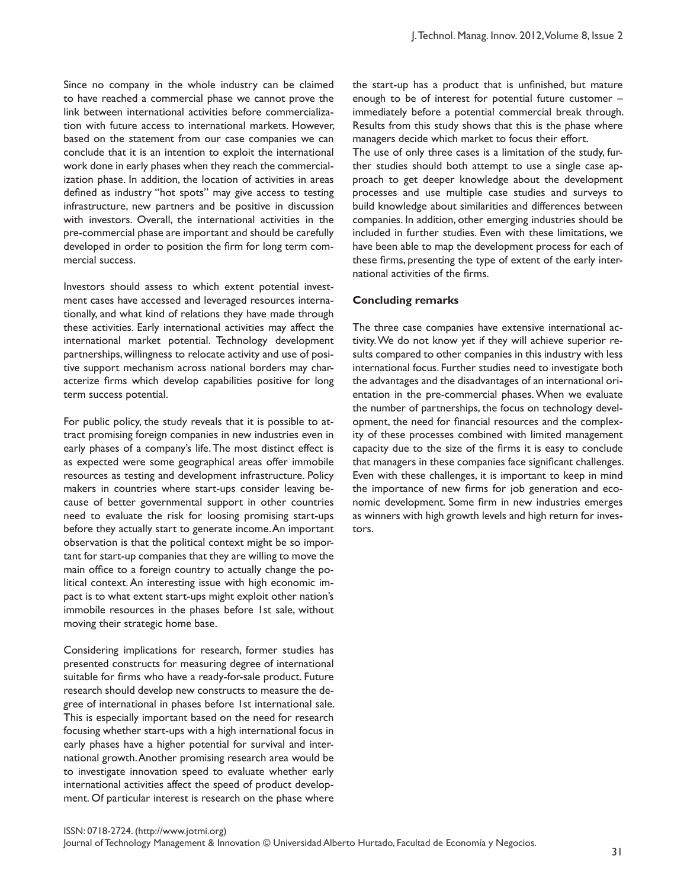Since no company in the whole industry can be claimed to have reached a commercial phase we cannot prove the link between international activities before commercialization with future access to international markets. However, based on the statement from our case companies we can conclude that it is an intention to exploit the international work done in early phases when they reach the commercialization phase. In addition, the location of activities in areas defined as industry "hot spots" may give access to testing infrastructure, new partners and be positive in discussion with investors. Overall, the international activities in the pre-commercial phase are important and should be carefully developed in order to position the firm for long term commercial success.

Investors should assess to which extent potential investment cases have accessed and leveraged resources internationally, and what kind of relations they have made through these activities. Early international activities may affect the international market potential. Technology development partnerships, willingness to relocate activity and use of positive support mechanism across national borders may characterize firms which develop capabilities positive for long term success potential.

For public policy, the study reveals that it is possible to attract promising foreign companies in new industries even in early phases of a company's life. The most distinct effect is as expected were some geographical areas offer immobile resources as testing and development infrastructure. Policy makers in countries where start-ups consider leaving because of better governmental support in other countries need to evaluate the risk for loosing promising start-ups before they actually start to generate income. An important observation is that the political context might be so important for start-up companies that they are willing to move the main office to a foreign country to actually change the political context. An interesting issue with high economic impact is to what extent start-ups might exploit other nation's immobile resources in the phases before 1st sale, without moving their strategic home base.

Considering implications for research, former studies has presented constructs for measuring degree of international suitable for firms who have a ready-for-sale product. Future research should develop new constructs to measure the degree of international in phases before 1st international sale. This is especially important based on the need for research focusing whether start-ups with a high international focus in early phases have a higher potential for survival and international growth. Another promising research area would be to investigate innovation speed to evaluate whether early international activities affect the speed of product development. Of particular interest is research on the phase where the start-up has a product that is unfinished, but mature enough to be of interest for potential future customer – immediately before a potential commercial break through. Results from this study shows that this is the phase where managers decide which market to focus their effort.

The use of only three cases is a limitation of the study, further studies should both attempt to use a single case approach to get deeper knowledge about the development processes and use multiple case studies and surveys to build knowledge about similarities and differences between companies. In addition, other emerging industries should be included in further studies. Even with these limitations, we have been able to map the development process for each of these firms, presenting the type of extent of the early international activities of the firms.

### Concluding remarks

The three case companies have extensive international activity. We do not know yet if they will achieve superior results compared to other companies in this industry with less international focus. Further studies need to investigate both the advantages and the disadvantages of an international orientation in the pre-commercial phases. When we evaluate the number of partnerships, the focus on technology development, the need for financial resources and the complexity of these processes combined with limited management capacity due to the size of the firms it is easy to conclude that managers in these companies face significant challenges. Even with these challenges, it is important to keep in mind the importance of new firms for job generation and economic development. Some firm in new industries emerges as winners with high growth levels and high return for investors.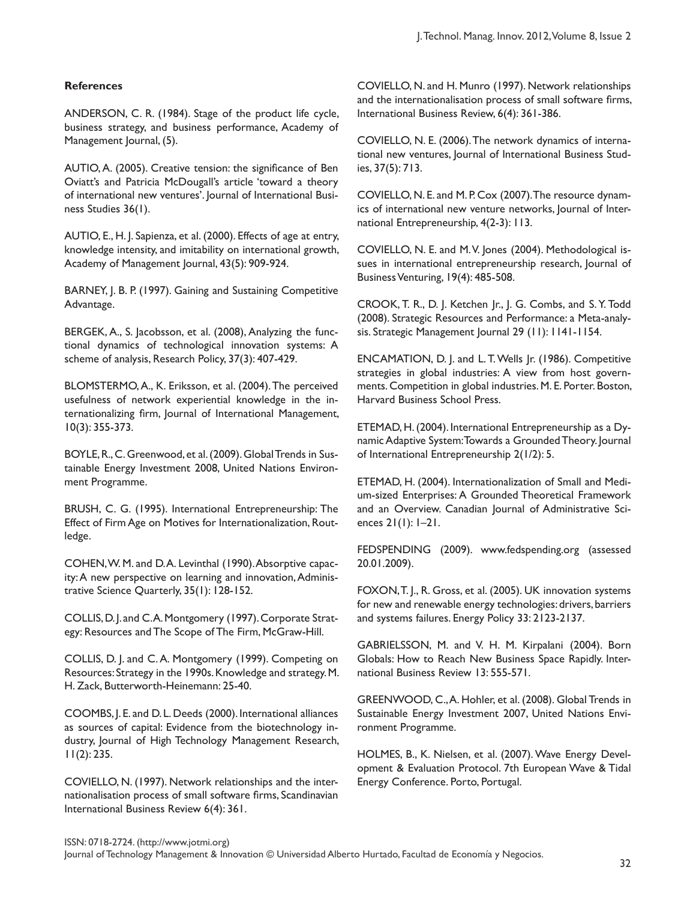**References**

ANDERSON, C. R. (1984). Stage of the product life cycle, business strategy, and business performance, Academy of Management Journal, (5).

AUTIO, A. (2005). Creative tension: the significance of Ben Oviatt's and Patricia McDougall's article 'toward a theory of international new ventures'. Journal of International Business Studies 36(1).

AUTIO, E., H. J. Sapienza, et al. (2000). Effects of age at entry, knowledge intensity, and imitability on international growth, Academy of Management Journal, 43(5): 909-924.

BARNEY, J. B. P. (1997). Gaining and Sustaining Competitive Advantage.

BERGEK, A., S. Jacobsson, et al. (2008), Analyzing the functional dynamics of technological innovation systems: A scheme of analysis, Research Policy, 37(3): 407-429.

BLOMSTERMO, A., K. Eriksson, et al. (2004). The perceived usefulness of network experiential knowledge in the internationalizing firm, Journal of International Management, 10(3): 355-373.

BOYLE, R., C. Greenwood, et al. (2009). Global Trends in Sustainable Energy Investment 2008, United Nations Environment Programme.

BRUSH, C. G. (1995). International Entrepreneurship: The Effect of Firm Age on Motives for Internationalization, Routledge.

COHEN, W. M. and D. A. Levinthal (1990). Absorptive capacity: A new perspective on learning and innovation, Administrative Science Quarterly, 35(1): 128-152.

COLLIS, D. J. and C. A. Montgomery (1997). Corporate Strategy: Resources and The Scope of The Firm, McGraw-Hill.

COLLIS, D. J. and C. A. Montgomery (1999). Competing on Resources: Strategy in the 1990s. Knowledge and strategy. M. H. Zack, Butterworth-Heinemann: 25-40.

COOMBS, J. E. and D. L. Deeds (2000). International alliances as sources of capital: Evidence from the biotechnology industry, Journal of High Technology Management Research, 11(2): 235.

COVIELLO, N. (1997). Network relationships and the internationalisation process of small software firms, Scandinavian International Business Review 6(4): 361.

COVIELLO, N. and H. Munro (1997). Network relationships and the internationalisation process of small software firms, International Business Review, 6(4): 361-386.

COVIELLO, N. E. (2006). The network dynamics of international new ventures, Journal of International Business Studies, 37(5): 713.

COVIELLO, N. E. and M. P. Cox (2007). The resource dynamics of international new venture networks, Journal of International Entrepreneurship, 4(2-3): 113.

COVIELLO, N. E. and M. V. Jones (2004). Methodological issues in international entrepreneurship research, Journal of Business Venturing, 19(4): 485-508.

CROOK, T. R., D. J. Ketchen Jr., J. G. Combs, and S. Y. Todd (2008). Strategic Resources and Performance: a Meta-analysis. Strategic Management Journal 29 (11): 1141-1154.

ENCAMATION, D. J. and L. T. Wells Jr. (1986). Competitive strategies in global industries: A view from host governments. Competition in global industries. M. E. Porter. Boston, Harvard Business School Press.

ETEMAD, H. (2004). International Entrepreneurship as a Dynamic Adaptive System: Towards a Grounded Theory. Journal of International Entrepreneurship 2(1/2): 5.

ETEMAD, H. (2004). Internationalization of Small and Medium-sized Enterprises: A Grounded Theoretical Framework and an Overview. Canadian Journal of Administrative Sciences 21(1): 1–21.

FEDSPENDING (2009). www.fedspending.org (assessed 20.01.2009).

FOXON, T. J., R. Gross, et al. (2005). UK innovation systems for new and renewable energy technologies: drivers, barriers and systems failures. Energy Policy 33: 2123-2137.

GABRIELSSON, M. and V. H. M. Kirpalani (2004). Born Globals: How to Reach New Business Space Rapidly. International Business Review 13: 555-571.

GREENWOOD, C., A. Hohler, et al. (2008). Global Trends in Sustainable Energy Investment 2007, United Nations Environment Programme.

HOLMES, B., K. Nielsen, et al. (2007). Wave Energy Development & Evaluation Protocol. 7th European Wave & Tidal Energy Conference. Porto, Portugal.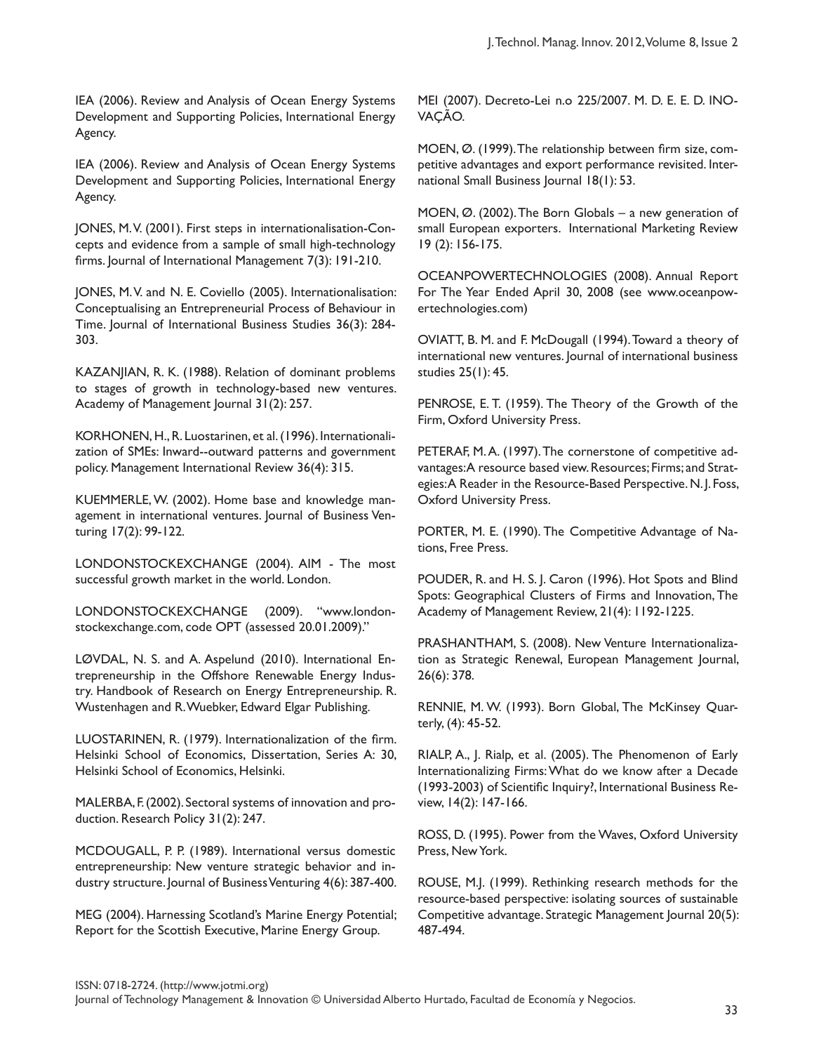IEA (2006). Review and Analysis of Ocean Energy Systems Development and Supporting Policies, International Energy Agency.

IEA (2006). Review and Analysis of Ocean Energy Systems Development and Supporting Policies, International Energy Agency.

JONES, M. V. (2001). First steps in internationalisation-Concepts and evidence from a sample of small high-technology firms. Journal of International Management 7(3): 191-210.

JONES, M. V. and N. E. Coviello (2005). Internationalisation: Conceptualising an Entrepreneurial Process of Behaviour in Time. Journal of International Business Studies 36(3): 284-303.

KAZANJIAN, R. K. (1988). Relation of dominant problems to stages of growth in technology-based new ventures. Academy of Management Journal 31(2): 257.

KORHONEN, H., R. Luostarinen, et al. (1996). Internationalization of SMEs: Inward--outward patterns and government policy. Management International Review 36(4): 315.

KUEMMERLE, W. (2002). Home base and knowledge management in international ventures. Journal of Business Venturing 17(2): 99-122.

LONDONSTOCKEXCHANGE (2004). AIM - The most successful growth market in the world. London.

LONDONSTOCKEXCHANGE (2009). "www.londonstockexchange.com, code OPT (assessed 20.01.2009)."

LØVDAL, N. S. and A. Aspelund (2010). International Entrepreneurship in the Offshore Renewable Energy Industry. Handbook of Research on Energy Entrepreneurship. R. Wustenhagen and R. Wuebker, Edward Elgar Publishing.

LUOSTARINEN, R. (1979). Internationalization of the firm. Helsinki School of Economics, Dissertation, Series A: 30, Helsinki School of Economics, Helsinki.

MALERBA, F. (2002). Sectoral systems of innovation and production. Research Policy 31(2): 247.

MCDOUGALL, P. P. (1989). International versus domestic entrepreneurship: New venture strategic behavior and industry structure. Journal of Business Venturing 4(6): 387-400.

MEG (2004). Harnessing Scotland's Marine Energy Potential; Report for the Scottish Executive, Marine Energy Group.

MEI (2007). Decreto-Lei n.o 225/2007. M. D. E. E. D. INOVAÇÃO.

MOEN, Ø. (1999). The relationship between firm size, competitive advantages and export performance revisited. International Small Business Journal 18(1): 53.

MOEN, Ø. (2002). The Born Globals – a new generation of small European exporters. International Marketing Review 19 (2): 156-175.

OCEANPOWERTECHNOLOGIES (2008). Annual Report For The Year Ended April 30, 2008 (see www.oceanpowertechnologies.com)

OVIATT, B. M. and F. McDougall (1994). Toward a theory of international new ventures. Journal of international business studies 25(1): 45.

PENROSE, E. T. (1959). The Theory of the Growth of the Firm, Oxford University Press.

PETERAF, M. A. (1997). The cornerstone of competitive advantages: A resource based view. Resources; Firms; and Strategies: A Reader in the Resource-Based Perspective. N. J. Foss, Oxford University Press.

PORTER, M. E. (1990). The Competitive Advantage of Nations, Free Press.

POUDER, R. and H. S. J. Caron (1996). Hot Spots and Blind Spots: Geographical Clusters of Firms and Innovation, The Academy of Management Review, 21(4): 1192-1225.

PRASHANTHAM, S. (2008). New Venture Internationalization as Strategic Renewal, European Management Journal, 26(6): 378.

RENNIE, M. W. (1993). Born Global, The McKinsey Quarterly, (4): 45-52.

RIALP, A., J. Rialp, et al. (2005). The Phenomenon of Early Internationalizing Firms: What do we know after a Decade (1993-2003) of Scientific Inquiry?, International Business Review, 14(2): 147-166.

ROSS, D. (1995). Power from the Waves, Oxford University Press, New York.

ROUSE, M.J. (1999). Rethinking research methods for the resource-based perspective: isolating sources of sustainable Competitive advantage. Strategic Management Journal 20(5): 487-494.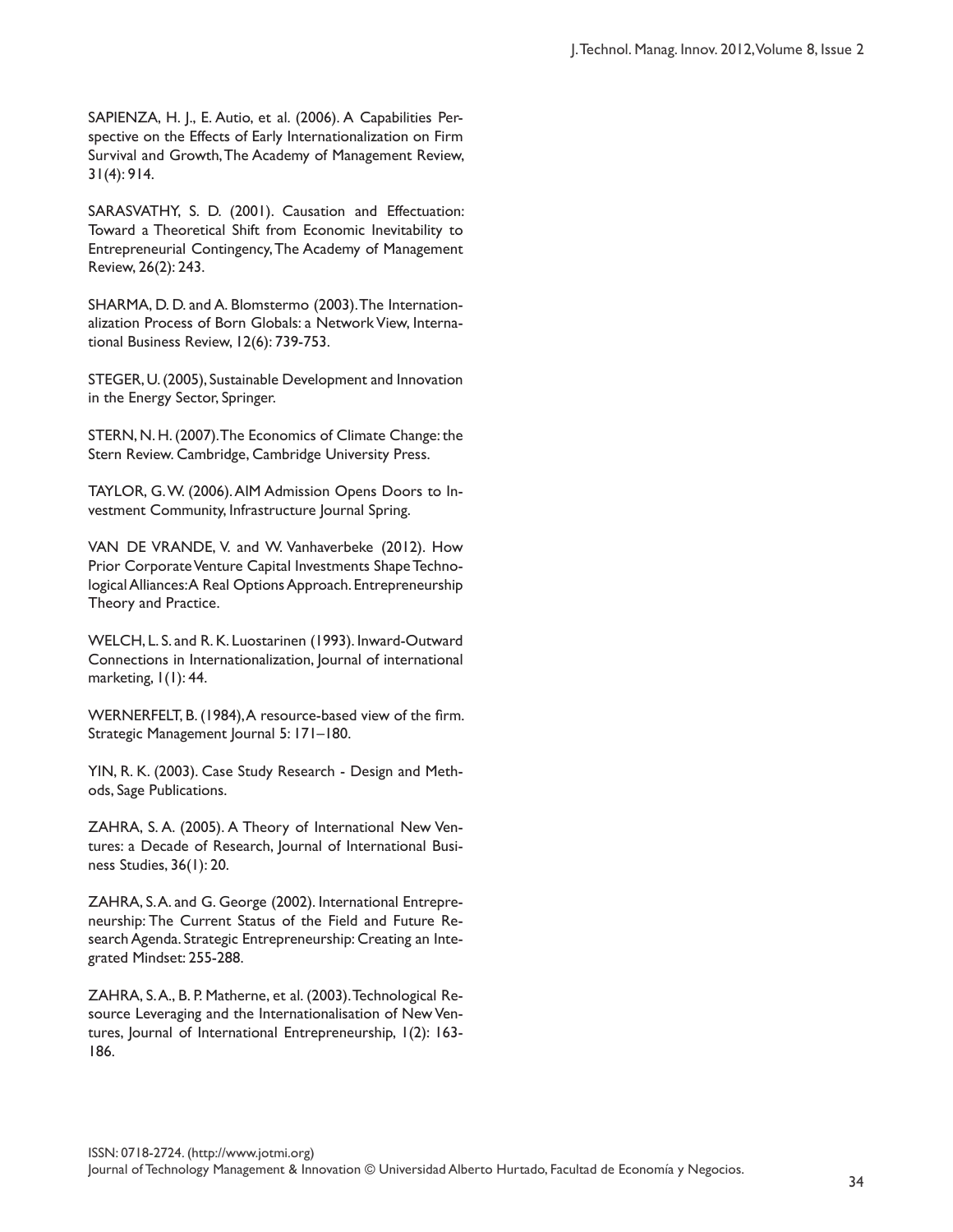SAPIENZA, H. J., E. Autio, et al. (2006). A Capabilities Perspective on the Effects of Early Internationalization on Firm Survival and Growth, The Academy of Management Review, 31(4): 914.

SARASVATHY, S. D. (2001). Causation and Effectuation: Toward a Theoretical Shift from Economic Inevitability to Entrepreneurial Contingency, The Academy of Management Review, 26(2): 243.

SHARMA, D. D. and A. Blomstermo (2003). The Internationalization Process of Born Globals: a Network View, International Business Review, 12(6): 739-753.

STEGER, U. (2005), Sustainable Development and Innovation in the Energy Sector, Springer.

STERN, N. H. (2007). The Economics of Climate Change: the Stern Review. Cambridge, Cambridge University Press.

TAYLOR, G. W. (2006). AIM Admission Opens Doors to Investment Community, Infrastructure Journal Spring.

VAN DE VRANDE, V. and W. Vanhaverbeke (2012). How Prior Corporate Venture Capital Investments Shape Technological Alliances: A Real Options Approach. Entrepreneurship Theory and Practice.

WELCH, L. S. and R. K. Luostarinen (1993). Inward-Outward Connections in Internationalization, Journal of international marketing, 1(1): 44.

WERNERFELT, B. (1984), A resource-based view of the firm. Strategic Management Journal 5: 171–180.

YIN, R. K. (2003). Case Study Research - Design and Methods, Sage Publications.

ZAHRA, S. A. (2005). A Theory of International New Ventures: a Decade of Research, Journal of International Business Studies, 36(1): 20.

ZAHRA, S. A. and G. George (2002). International Entrepreneurship: The Current Status of the Field and Future Research Agenda. Strategic Entrepreneurship: Creating an Integrated Mindset: 255-288.

ZAHRA, S. A., B. P. Matherne, et al. (2003). Technological Resource Leveraging and the Internationalisation of New Ventures, Journal of International Entrepreneurship, 1(2): 163-186.